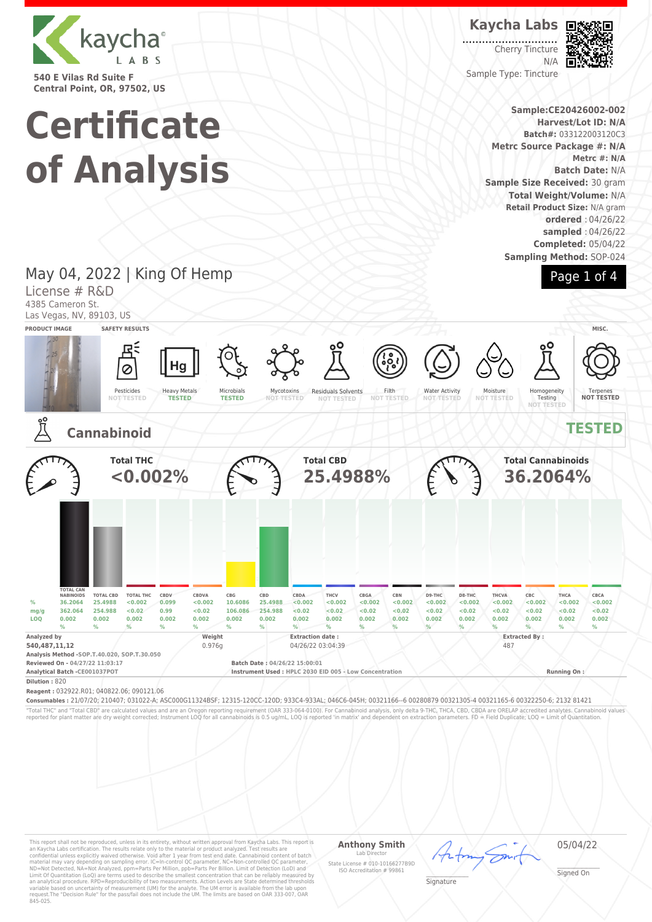kaycha LABS

540 E Vilas Rd Suite F
Central Point, OR, 97502, US

# Certificate of Analysis

**Kaycha Labs**
Cherry Tincture
N/A
Sample Type: Tincture

**Sample:CE20426002-002**
**Harvest/Lot ID: N/A**
**Batch#:** 033122003120C3
**Metrc Source Package #: N/A**
**Metrc #: N/A**
**Batch Date:** N/A
**Sample Size Received:** 30 gram
**Total Weight/Volume:** N/A
**Retail Product Size:** N/A gram
**ordered** : 04/26/22
**sampled** : 04/26/22
**Completed:** 05/04/22
**Sampling Method:** SOP-024

May 04, 2022 | King Of Hemp
License # R&D
4385 Cameron St.
Las Vegas, NV, 89103, US

**PRODUCT IMAGE** | **SAFETY RESULTS** | **MISC.**

| Pesticides | Heavy Metals | Microbials | Mycotoxins | Residuals Solvents | Filth | Water Activity | Moisture | Homogeneity Testing | Terpenes |
|---|---|---|---|---|---|---|---|---|---|
| NOT TESTED | TESTED | TESTED | NOT TESTED | NOT TESTED | NOT TESTED | NOT TESTED | NOT TESTED | NOT TESTED | NOT TESTED |

## Cannabinoid — TESTED

**Total THC** <0.002%

**Total CBD** 25.4988%

**Total Cannabinoids** 36.2064%

| | TOTAL CANNABINOIDS | TOTAL CBD | TOTAL THC | CBDV | CBDVA | CBG | CBD | CBDA | THCV | CBGA | CBN | D9-THC | D8-THC | THCVA | CBC | THCA | CBCA |
|---|---|---|---|---|---|---|---|---|---|---|---|---|---|---|---|---|---|
| % | 36.2064 | 25.4988 | <0.002 | 0.099 | <0.002 | 10.6086 | 25.4988 | <0.002 | <0.002 | <0.002 | <0.002 | <0.002 | <0.002 | <0.002 | <0.002 | <0.002 | <0.002 |
| mg/g | 362.064 | 254.988 | <0.02 | 0.99 | <0.02 | 106.086 | 254.988 | <0.02 | <0.02 | <0.02 | <0.02 | <0.02 | <0.02 | <0.02 | <0.02 | <0.02 | <0.02 |
| LOQ | 0.002 % | 0.002 % | 0.002 % | 0.002 % | 0.002 % | 0.002 % | 0.002 % | 0.002 % | 0.002 % | 0.002 % | 0.002 % | 0.002 % | 0.002 % | 0.002 % | 0.002 % | 0.002 % | 0.002 % |

**Analyzed by**
**540,487,11,12**

**Weight**
0.976g

**Extraction date :**
04/26/22 03:04:39

**Extracted By :**
487

**Analysis Method** -SOP.T.40.020, SOP.T.30.050
**Reviewed On** - 04/27/22 11:03:17
**Analytical Batch** -CE001037POT
**Batch Date :** 04/26/22 15:00:01
**Instrument Used :** HPLC 2030 EID 005 - Low Concentration
**Running On :**
**Dilution :** 820
**Reagent :** 032922.R01; 040822.06; 090121.06
**Consumables :** 21/07/20; 210407; 031022-A; ASC000G11324BSF; 12315-120CC-120D; 933C4-933AL; 046C6-045H; 00321166--6 00280879 00321305-4 00321165-6 00322250-6; 2132 81421

"Total THC" and "Total CBD" are calculated values and are an Oregon reporting requirement (OAR 333-064-0100). For Cannabinoid analysis, only delta 9-THC, THCA, CBD, CBDA are ORELAP accredited analytes. Cannabinoid values reported for plant matter are dry weight corrected; Instrument LOQ for all cannabinoids is 0.5 ug/mL, LOQ is reported 'in matrix' and dependent on extraction parameters. FD = Field Duplicate; LOQ = Limit of Quantitation.

This report shall not be reproduced, unless in its entirety, without written approval from Kaycha Labs. This report is an Kaycha Labs certification. The results relate only to the material or product analyzed. Test results are confidential unless explicitly waived otherwise. Void after 1 year from test end date. Cannabinoid content of batch material may vary depending on sampling error. IC=In-control QC parameter, NC=Non-controlled QC parameter, ND=Not Detected, NA=Not Analyzed, ppm=Parts Per Million, ppb=Parts Per Billion. Limit of Detection (LoD) and Limit Of Quantitation (LoQ) are terms used to describe the smallest concentration that can be reliably measured by an analytical procedure. RPD=Reproducibility of two measurements. Action Levels are State determined thresholds variable based on uncertainty of measurement (UM) for the analyte. The UM error is available from the lab upon request.The "Decision Rule" for the pass/fail does not include the UM. The limits are based on OAR 333-007, OAR 845-025.

**Anthony Smith**
Lab Director
State License # 010-10166277B9D
ISO Accreditation # 99861

Signature

05/04/22
Signed On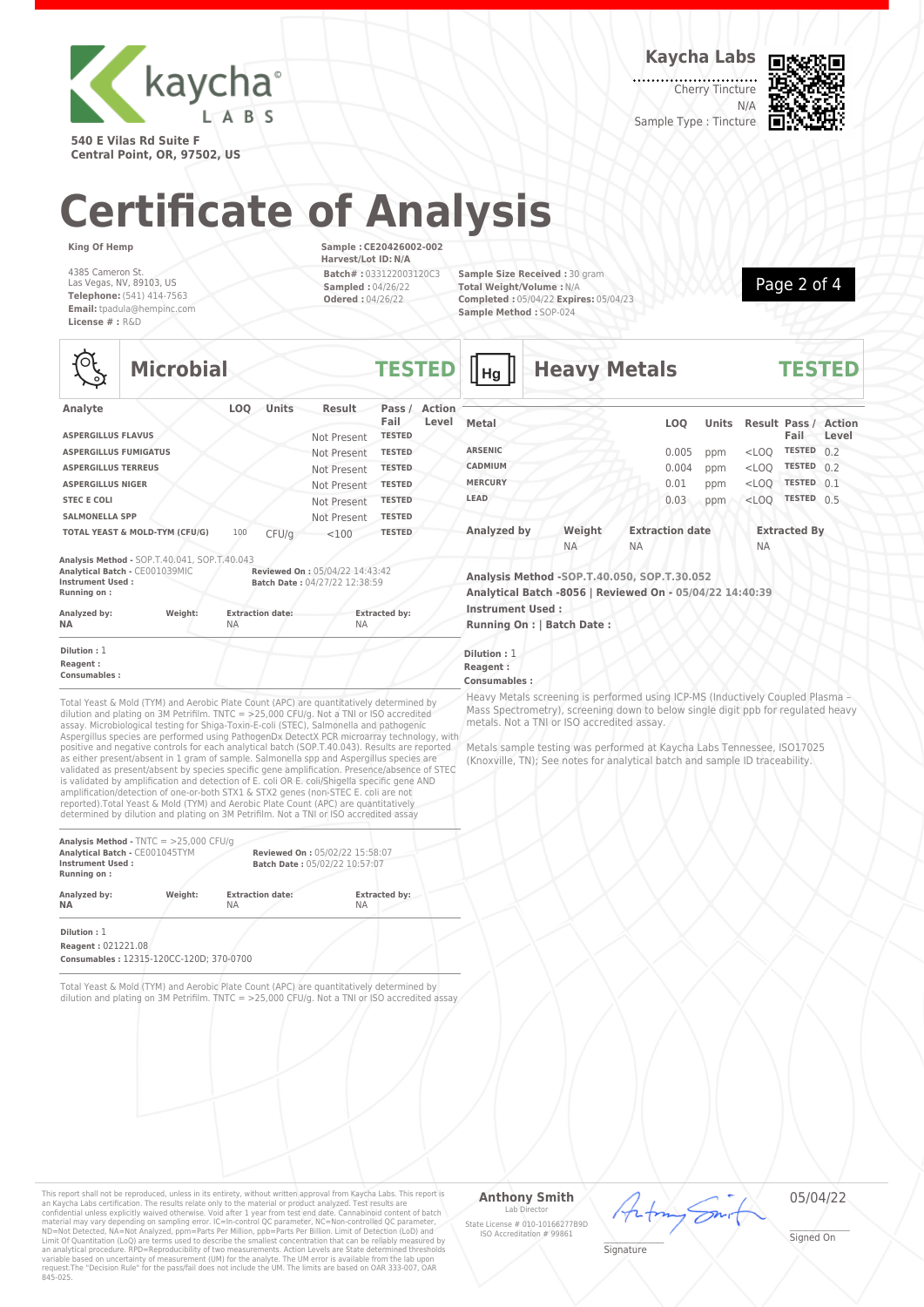kaycha LABS

540 E Vilas Rd Suite F
Central Point, OR, 97502, US

**Kaycha Labs**
Cherry Tincture
N/A
Sample Type : Tincture

# Certificate of Analysis

**King Of Hemp**

4385 Cameron St.
Las Vegas, NV, 89103, US
**Telephone:** (541) 414-7563
**Email:** tpadula@hempinc.com
**License # :** R&D

**Sample : CE20426002-002**
**Harvest/Lot ID: N/A**
**Batch# :** 033122003120C3
**Sampled :** 04/26/22
**Odered :** 04/26/22

**Sample Size Received :** 30 gram
**Total Weight/Volume :** N/A
**Completed :** 05/04/22 **Expires:** 05/04/23
**Sample Method :** SOP-024

## Microbial — TESTED

| Analyte | LOQ | Units | Result | Pass / Fail | Action Level |
|---|---|---|---|---|---|
| ASPERGILLUS FLAVUS | | | Not Present | TESTED | |
| ASPERGILLUS FUMIGATUS | | | Not Present | TESTED | |
| ASPERGILLUS TERREUS | | | Not Present | TESTED | |
| ASPERGILLUS NIGER | | | Not Present | TESTED | |
| STEC E COLI | | | Not Present | TESTED | |
| SALMONELLA SPP | | | Not Present | TESTED | |
| TOTAL YEAST & MOLD-TYM (CFU/G) | 100 | CFU/g | <100 | TESTED | |

**Analysis Method -** SOP.T.40.041, SOP.T.40.043
**Analytical Batch -** CE001039MIC
**Instrument Used :**
**Running on :**
**Reviewed On :** 05/04/22 14:43:42
**Batch Date :** 04/27/22 12:38:59

| Analyzed by: | Weight: | Extraction date: | Extracted by: |
|---|---|---|---|
| NA | | NA | NA |

**Dilution :** 1
**Reagent :**
**Consumables :**

Total Yeast & Mold (TYM) and Aerobic Plate Count (APC) are quantitatively determined by dilution and plating on 3M Petrifilm. TNTC = >25,000 CFU/g. Not a TNI or ISO accredited assay. Microbiological testing for Shiga-Toxin-E-coli (STEC), Salmonella and pathogenic Aspergillus species are performed using PathogenDx DetectX PCR microarray technology, with positive and negative controls for each analytical batch (SOP.T.40.043). Results are reported as either present/absent in 1 gram of sample. Salmonella spp and Aspergillus species are validated as present/absent by species specific gene amplification. Presence/absence of STEC is validated by amplification and detection of E. coli OR E. coli/Shigella specific gene AND amplification/detection of one-or-both STX1 & STX2 genes (non-STEC E. coli are not reported).Total Yeast & Mold (TYM) and Aerobic Plate Count (APC) are quantitatively determined by dilution and plating on 3M Petrifilm. Not a TNI or ISO accredited assay

**Analysis Method -** TNTC = >25,000 CFU/g
**Analytical Batch -** CE001045TYM
**Instrument Used :**
**Running on :**
**Reviewed On :** 05/02/22 15:58:07
**Batch Date :** 05/02/22 10:57:07

| Analyzed by: | Weight: | Extraction date: | Extracted by: |
|---|---|---|---|
| NA | | NA | NA |

**Dilution :** 1
**Reagent :** 021221.08
**Consumables :** 12315-120CC-120D; 370-0700

Total Yeast & Mold (TYM) and Aerobic Plate Count (APC) are quantitatively determined by dilution and plating on 3M Petrifilm. TNTC = >25,000 CFU/g. Not a TNI or ISO accredited assay

## Heavy Metals — TESTED

| Metal | LOQ | Units | Result | Pass / Fail | Action Level |
|---|---|---|---|---|---|
| ARSENIC | 0.005 | ppm | <LOQ | TESTED | 0.2 |
| CADMIUM | 0.004 | ppm | <LOQ | TESTED | 0.2 |
| MERCURY | 0.01 | ppm | <LOQ | TESTED | 0.1 |
| LEAD | 0.03 | ppm | <LOQ | TESTED | 0.5 |

| Analyzed by | Weight | Extraction date | Extracted By |
|---|---|---|---|
| | NA | NA | NA |

**Analysis Method -SOP.T.40.050, SOP.T.30.052**
**Analytical Batch -8056 | Reviewed On - 05/04/22 14:40:39**
**Instrument Used :**
**Running On : | Batch Date :**

**Dilution :** 1
**Reagent :**
**Consumables :**

Heavy Metals screening is performed using ICP-MS (Inductively Coupled Plasma – Mass Spectrometry), screening down to below single digit ppb for regulated heavy metals. Not a TNI or ISO accredited assay.

Metals sample testing was performed at Kaycha Labs Tennessee, ISO17025 (Knoxville, TN); See notes for analytical batch and sample ID traceability.

This report shall not be reproduced, unless in its entirety, without written approval from Kaycha Labs. This report is an Kaycha Labs certification. The results relate only to the material or product analyzed. Test results are confidential unless explicitly waived otherwise. Void after 1 year from test end date. Cannabinoid content of batch material may vary depending on sampling error. IC=In-control QC parameter, NC=Non-controlled QC parameter, ND=Not Detected, NA=Not Analyzed, ppm=Parts Per Million, ppb=Parts Per Billion. Limit of Detection (LoD) and Limit Of Quantitation (LoQ) are terms used to describe the smallest concentration that can be reliably measured by an analytical procedure. RPD=Reproducibility of two measurements. Action Levels are State determined thresholds variable based on uncertainty of measurement (UM) for the analyte. The UM error is available from the lab upon request.The "Decision Rule" for the pass/fail does not include the UM. The limits are based on OAR 333-007, OAR 845-025.

**Anthony Smith**
Lab Director
State License # 010-10166277B9D
ISO Accreditation # 99861

Signature

05/04/22
Signed On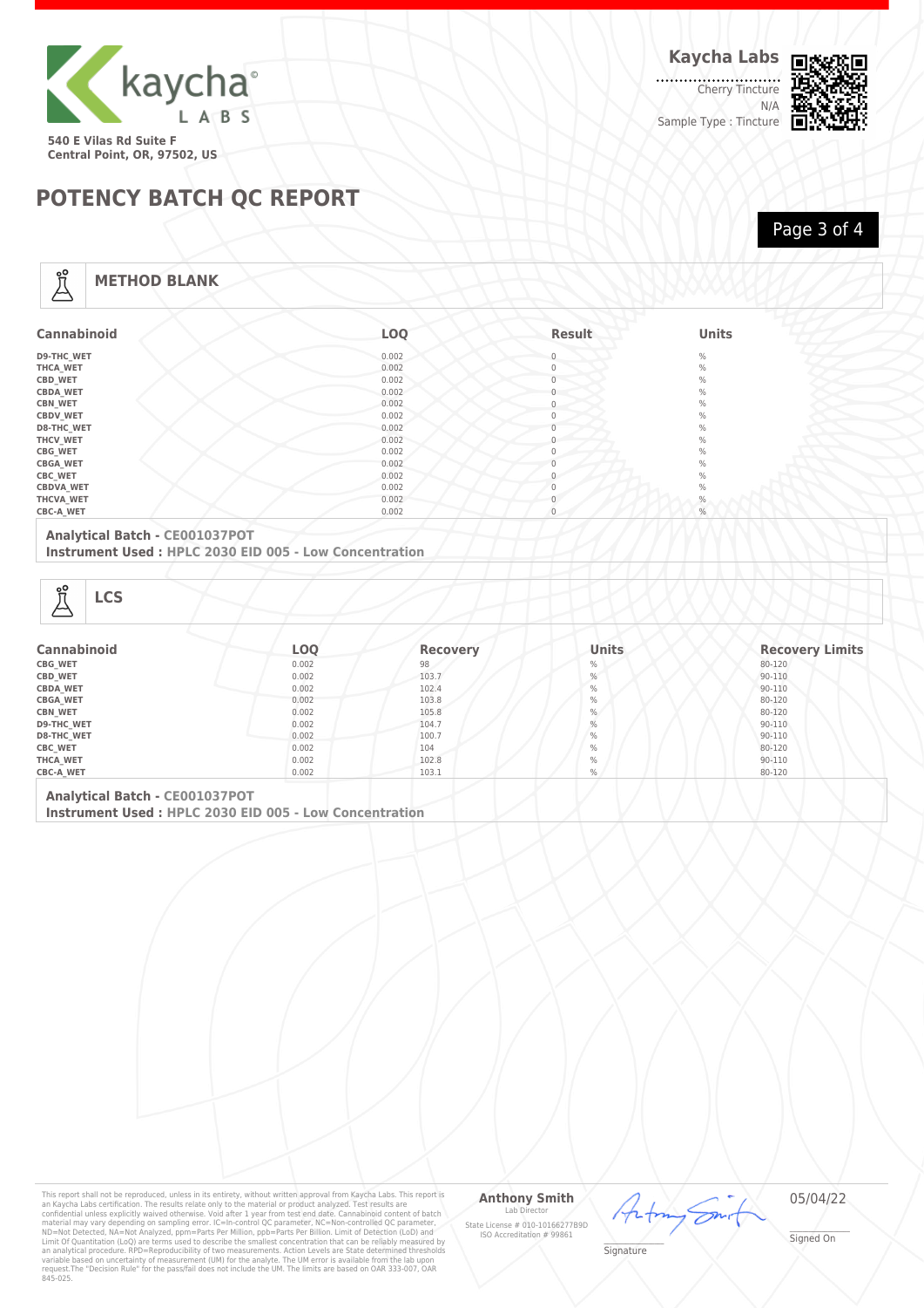kaycha LABS

540 E Vilas Rd Suite F
Central Point, OR, 97502, US

**Kaycha Labs**

Cherry Tincture
N/A
Sample Type : Tincture

# POTENCY BATCH QC REPORT

## METHOD BLANK

| Cannabinoid | LOQ | Result | Units |
|---|---|---|---|
| D9-THC_WET | 0.002 | 0 | % |
| THCA_WET | 0.002 | 0 | % |
| CBD_WET | 0.002 | 0 | % |
| CBDA_WET | 0.002 | 0 | % |
| CBN_WET | 0.002 | 0 | % |
| CBDV_WET | 0.002 | 0 | % |
| D8-THC_WET | 0.002 | 0 | % |
| THCV_WET | 0.002 | 0 | % |
| CBG_WET | 0.002 | 0 | % |
| CBGA_WET | 0.002 | 0 | % |
| CBC_WET | 0.002 | 0 | % |
| CBDVA_WET | 0.002 | 0 | % |
| THCVA_WET | 0.002 | 0 | % |
| CBC-A_WET | 0.002 | 0 | % |

**Analytical Batch -** CE001037POT
**Instrument Used :** HPLC 2030 EID 005 - Low Concentration

## LCS

| Cannabinoid | LOQ | Recovery | Units | Recovery Limits |
|---|---|---|---|---|
| CBG_WET | 0.002 | 98 | % | 80-120 |
| CBD_WET | 0.002 | 103.7 | % | 90-110 |
| CBDA_WET | 0.002 | 102.4 | % | 90-110 |
| CBGA_WET | 0.002 | 103.8 | % | 80-120 |
| CBN_WET | 0.002 | 105.8 | % | 80-120 |
| D9-THC_WET | 0.002 | 104.7 | % | 90-110 |
| D8-THC_WET | 0.002 | 100.7 | % | 90-110 |
| CBC_WET | 0.002 | 104 | % | 80-120 |
| THCA_WET | 0.002 | 102.8 | % | 90-110 |
| CBC-A_WET | 0.002 | 103.1 | % | 80-120 |

**Analytical Batch -** CE001037POT
**Instrument Used :** HPLC 2030 EID 005 - Low Concentration

This report shall not be reproduced, unless in its entirety, without written approval from Kaycha Labs. This report is an Kaycha Labs certification. The results relate only to the material or product analyzed. Test results are confidential unless explicitly waived otherwise. Void after 1 year from test end date. Cannabinoid content of batch material may vary depending on sampling error. IC=In-control QC parameter, NC=Non-controlled QC parameter, ND=Not Detected, NA=Not Analyzed, ppm=Parts Per Million, ppb=Parts Per Billion. Limit of Detection (LoD) and Limit Of Quantitation (LoQ) are terms used to describe the smallest concentration that can be reliably measured by an analytical procedure. RPD=Reproducibility of two measurements. Action Levels are State determined thresholds variable based on uncertainty of measurement (UM) for the analyte. The UM error is available from the lab upon request.The "Decision Rule" for the pass/fail does not include the UM. The limits are based on OAR 333-007, OAR 845-025.

**Anthony Smith**
Lab Director
State License # 010-10166277B9D
ISO Accreditation # 99861

Signature

05/04/22
Signed On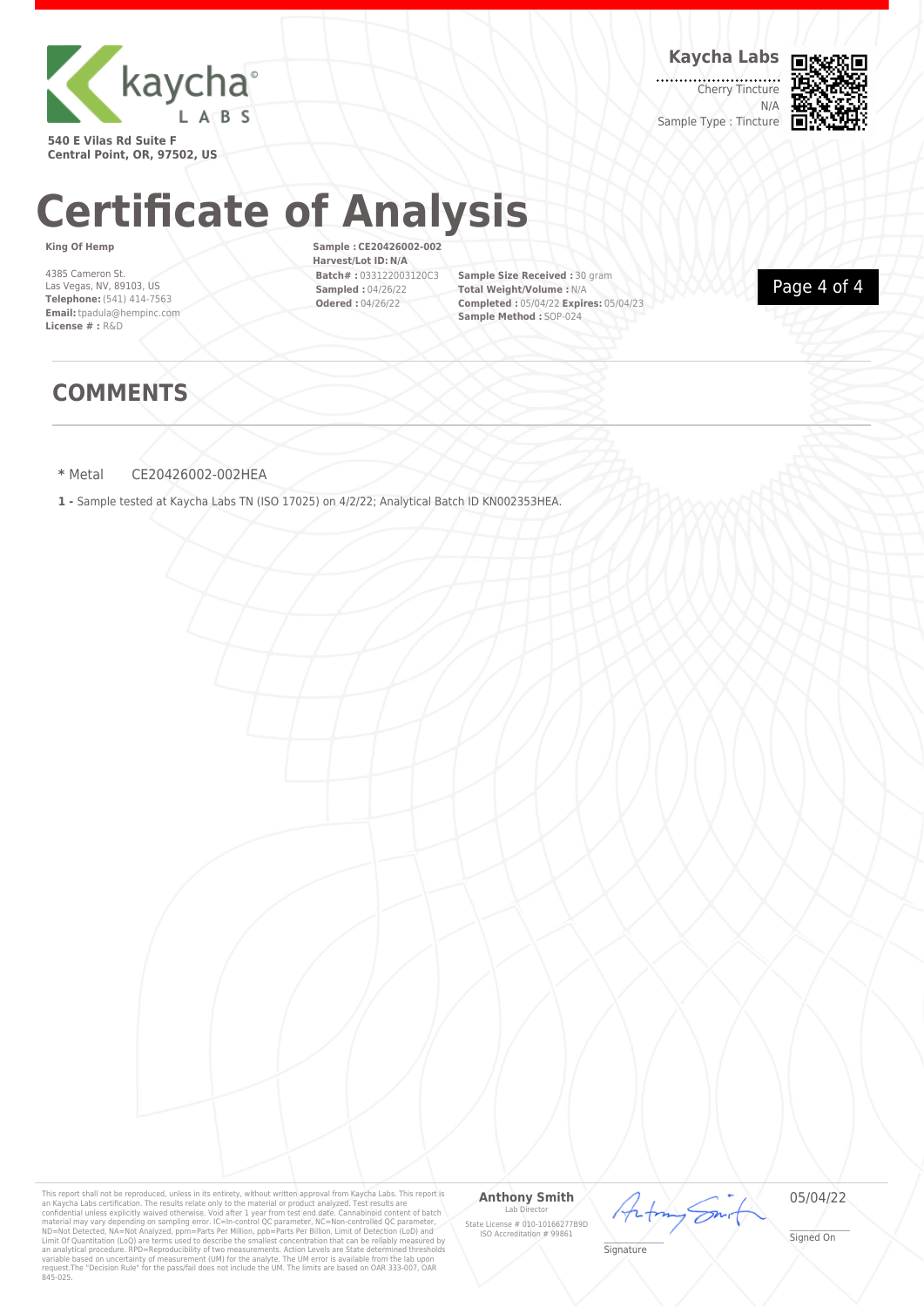kaycha LABS

**540 E Vilas Rd Suite F**
**Central Point, OR, 97502, US**

**Kaycha Labs**

Cherry Tincture
N/A
Sample Type : Tincture

# Certificate of Analysis

**King Of Hemp**

4385 Cameron St.
Las Vegas, NV, 89103, US
**Telephone:** (541) 414-7563
**Email:** tpadula@hempinc.com
**License # :** R&D

**Sample : CE20426002-002**
**Harvest/Lot ID: N/A**
**Batch# :** 033122003120C3
**Sampled :** 04/26/22
**Odered :** 04/26/22

**Sample Size Received :** 30 gram
**Total Weight/Volume :** N/A
**Completed :** 05/04/22 **Expires:** 05/04/23
**Sample Method :** SOP-024

## COMMENTS

\* Metal CE20426002-002HEA

**1 -** Sample tested at Kaycha Labs TN (ISO 17025) on 4/2/22; Analytical Batch ID KN002353HEA.

This report shall not be reproduced, unless in its entirety, without written approval from Kaycha Labs. This report is an Kaycha Labs certification. The results relate only to the material or product analyzed. Test results are confidential unless explicitly waived otherwise. Void after 1 year from test end date. Cannabinoid content of batch material may vary depending on sampling error. IC=In-control QC parameter, NC=Non-controlled QC parameter, ND=Not Detected, NA=Not Analyzed, ppm=Parts Per Million, ppb=Parts Per Billion. Limit of Detection (LoD) and Limit Of Quantitation (LoQ) are terms used to describe the smallest concentration that can be reliably measured by an analytical procedure. RPD=Reproducibility of two measurements. Action Levels are State determined thresholds variable based on uncertainty of measurement (UM) for the analyte. The UM error is available from the lab upon request.The "Decision Rule" for the pass/fail does not include the UM. The limits are based on OAR 333-007, OAR 845-025.

**Anthony Smith**
Lab Director
State License # 010-10166277B9D
ISO Accreditation # 99861

Signature

05/04/22
Signed On